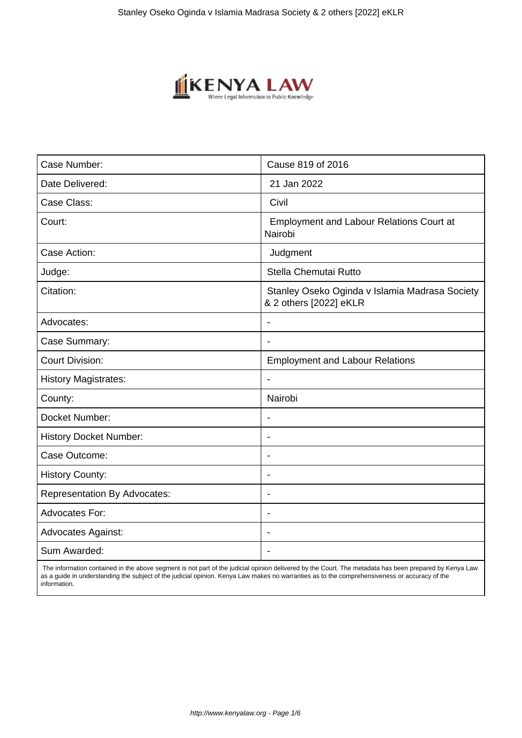| Case Number: | Cause 819 of 2016 |
| --- | --- |
| Date Delivered: | 21 Jan 2022 |
| Case Class: | Civil |
| Court: | Employment and Labour Relations Court at Nairobi |
| Case Action: | Judgment |
| Judge: | Stella Chemutai Rutto |
| Citation: | Stanley Oseko Oginda v Islamia Madrasa Society & 2 others [2022] eKLR |
| Advocates: | - |
| Case Summary: | - |
| Court Division: | Employment and Labour Relations |
| History Magistrates: | - |
| County: | Nairobi |
| Docket Number: | - |
| History Docket Number: | - |
| Case Outcome: | - |
| History County: | - |
| Representation By Advocates: | - |
| Advocates For: | - |
| Advocates Against: | - |
| Sum Awarded: | - |

The information contained in the above segment is not part of the judicial opinion delivered by the Court. The metadata has been prepared by Kenya Law as a guide in understanding the subject of the judicial opinion. Kenya Law makes no warranties as to the comprehensiveness or accuracy of the information.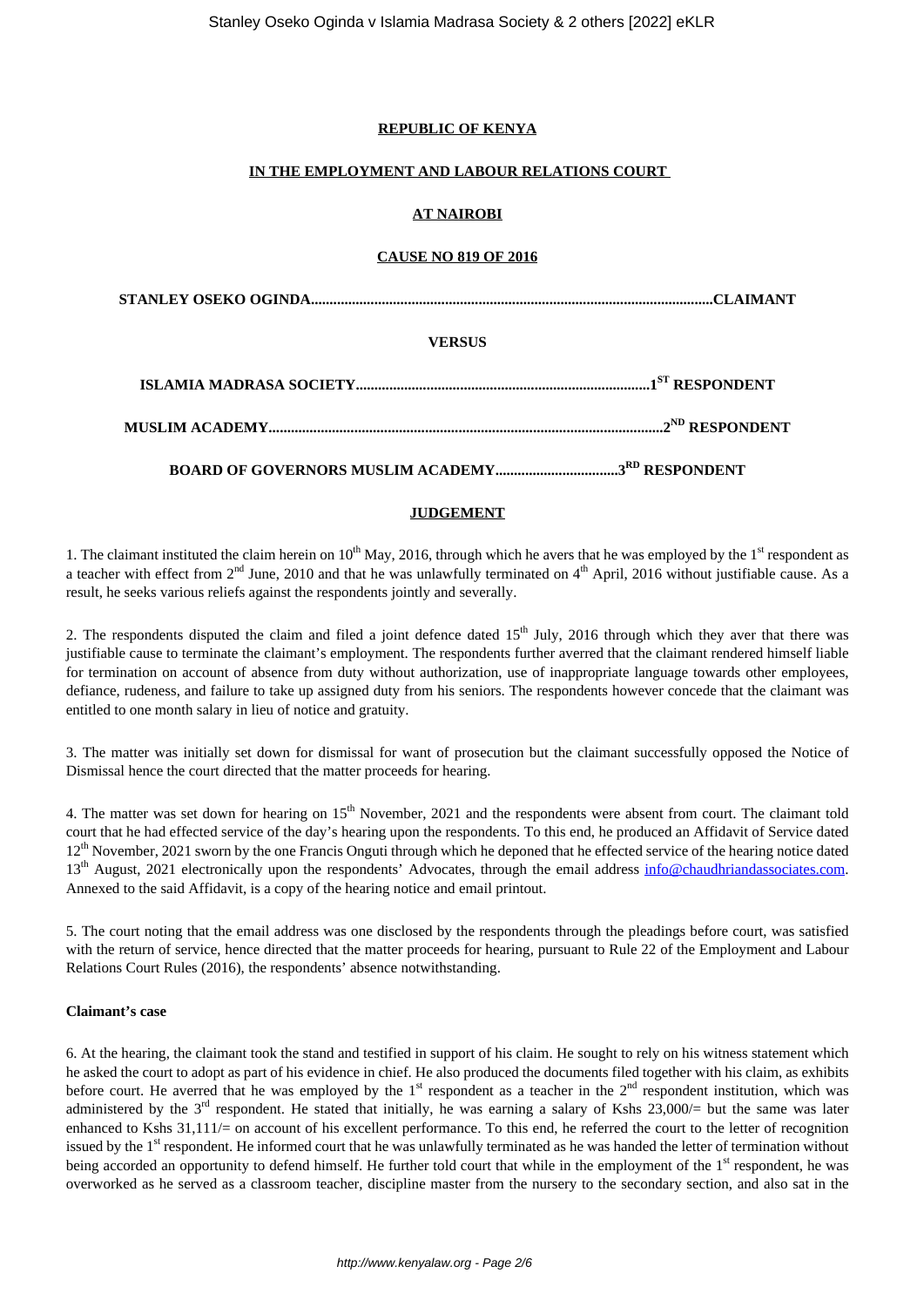**REPUBLIC OF KENYA**

**IN THE EMPLOYMENT AND LABOUR RELATIONS COURT**

**AT NAIROBI**

**CAUSE NO 819 OF 2016**

**STANLEY OSEKO OGINDA..........................................................................................................CLAIMANT**

**VERSUS**

**ISLAMIA MADRASA SOCIETY..............................................................................1ST RESPONDENT**

**MUSLIM ACADEMY.........................................................................................................2ND RESPONDENT**

**BOARD OF GOVERNORS MUSLIM ACADEMY................................3RD RESPONDENT**

**JUDGEMENT**

1. The claimant instituted the claim herein on 10th May, 2016, through which he avers that he was employed by the 1st respondent as a teacher with effect from 2nd June, 2010 and that he was unlawfully terminated on 4th April, 2016 without justifiable cause. As a result, he seeks various reliefs against the respondents jointly and severally.

2. The respondents disputed the claim and filed a joint defence dated 15th July, 2016 through which they aver that there was justifiable cause to terminate the claimant's employment. The respondents further averred that the claimant rendered himself liable for termination on account of absence from duty without authorization, use of inappropriate language towards other employees, defiance, rudeness, and failure to take up assigned duty from his seniors. The respondents however concede that the claimant was entitled to one month salary in lieu of notice and gratuity.

3. The matter was initially set down for dismissal for want of prosecution but the claimant successfully opposed the Notice of Dismissal hence the court directed that the matter proceeds for hearing.

4. The matter was set down for hearing on 15th November, 2021 and the respondents were absent from court. The claimant told court that he had effected service of the day's hearing upon the respondents. To this end, he produced an Affidavit of Service dated 12th November, 2021 sworn by the one Francis Onguti through which he deponed that he effected service of the hearing notice dated 13th August, 2021 electronically upon the respondents' Advocates, through the email address info@chaudhriandassociates.com. Annexed to the said Affidavit, is a copy of the hearing notice and email printout.

5. The court noting that the email address was one disclosed by the respondents through the pleadings before court, was satisfied with the return of service, hence directed that the matter proceeds for hearing, pursuant to Rule 22 of the Employment and Labour Relations Court Rules (2016), the respondents' absence notwithstanding.

**Claimant's case**

6. At the hearing, the claimant took the stand and testified in support of his claim. He sought to rely on his witness statement which he asked the court to adopt as part of his evidence in chief. He also produced the documents filed together with his claim, as exhibits before court. He averred that he was employed by the 1st respondent as a teacher in the 2nd respondent institution, which was administered by the 3rd respondent. He stated that initially, he was earning a salary of Kshs 23,000/= but the same was later enhanced to Kshs 31,111/= on account of his excellent performance. To this end, he referred the court to the letter of recognition issued by the 1st respondent. He informed court that he was unlawfully terminated as he was handed the letter of termination without being accorded an opportunity to defend himself. He further told court that while in the employment of the 1st respondent, he was overworked as he served as a classroom teacher, discipline master from the nursery to the secondary section, and also sat in the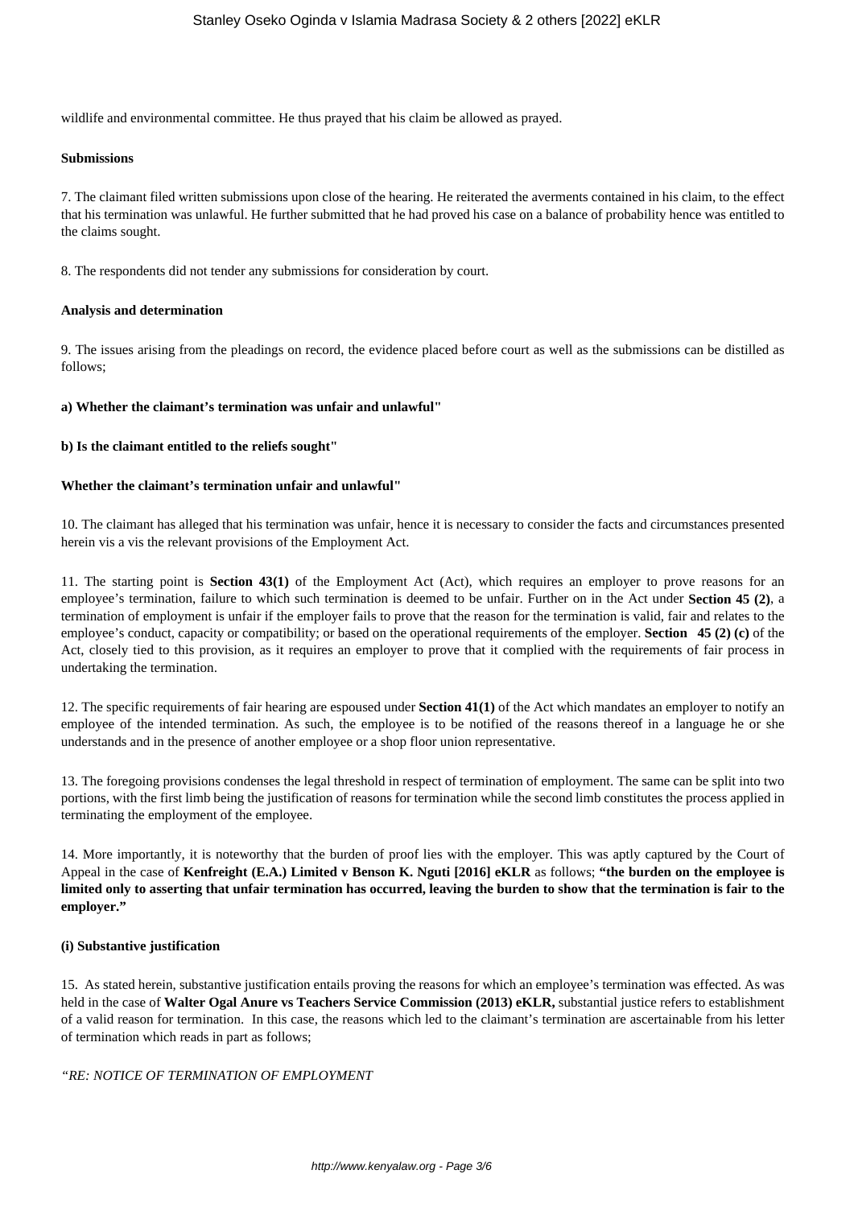wildlife and environmental committee. He thus prayed that his claim be allowed as prayed.

**Submissions**

7. The claimant filed written submissions upon close of the hearing. He reiterated the averments contained in his claim, to the effect that his termination was unlawful. He further submitted that he had proved his case on a balance of probability hence was entitled to the claims sought.

8. The respondents did not tender any submissions for consideration by court.

**Analysis and determination**

9. The issues arising from the pleadings on record, the evidence placed before court as well as the submissions can be distilled as follows;

**a) Whether the claimant's termination was unfair and unlawful"**

**b) Is the claimant entitled to the reliefs sought"**

**Whether the claimant's termination unfair and unlawful"**

10. The claimant has alleged that his termination was unfair, hence it is necessary to consider the facts and circumstances presented herein vis a vis the relevant provisions of the Employment Act.

11. The starting point is **Section 43(1)** of the Employment Act (Act), which requires an employer to prove reasons for an employee's termination, failure to which such termination is deemed to be unfair. Further on in the Act under **Section 45 (2)**, a termination of employment is unfair if the employer fails to prove that the reason for the termination is valid, fair and relates to the employee's conduct, capacity or compatibility; or based on the operational requirements of the employer. **Section 45 (2) (c)** of the Act, closely tied to this provision, as it requires an employer to prove that it complied with the requirements of fair process in undertaking the termination.

12. The specific requirements of fair hearing are espoused under **Section 41(1)** of the Act which mandates an employer to notify an employee of the intended termination. As such, the employee is to be notified of the reasons thereof in a language he or she understands and in the presence of another employee or a shop floor union representative.

13. The foregoing provisions condenses the legal threshold in respect of termination of employment. The same can be split into two portions, with the first limb being the justification of reasons for termination while the second limb constitutes the process applied in terminating the employment of the employee.

14. More importantly, it is noteworthy that the burden of proof lies with the employer. This was aptly captured by the Court of Appeal in the case of **Kenfreight (E.A.) Limited v Benson K. Nguti [2016] eKLR** as follows; **"the burden on the employee is limited only to asserting that unfair termination has occurred, leaving the burden to show that the termination is fair to the employer."**

**(i) Substantive justification**

15. As stated herein, substantive justification entails proving the reasons for which an employee's termination was effected. As was held in the case of **Walter Ogal Anure vs Teachers Service Commission (2013) eKLR,** substantial justice refers to establishment of a valid reason for termination. In this case, the reasons which led to the claimant's termination are ascertainable from his letter of termination which reads in part as follows;

*"RE: NOTICE OF TERMINATION OF EMPLOYMENT*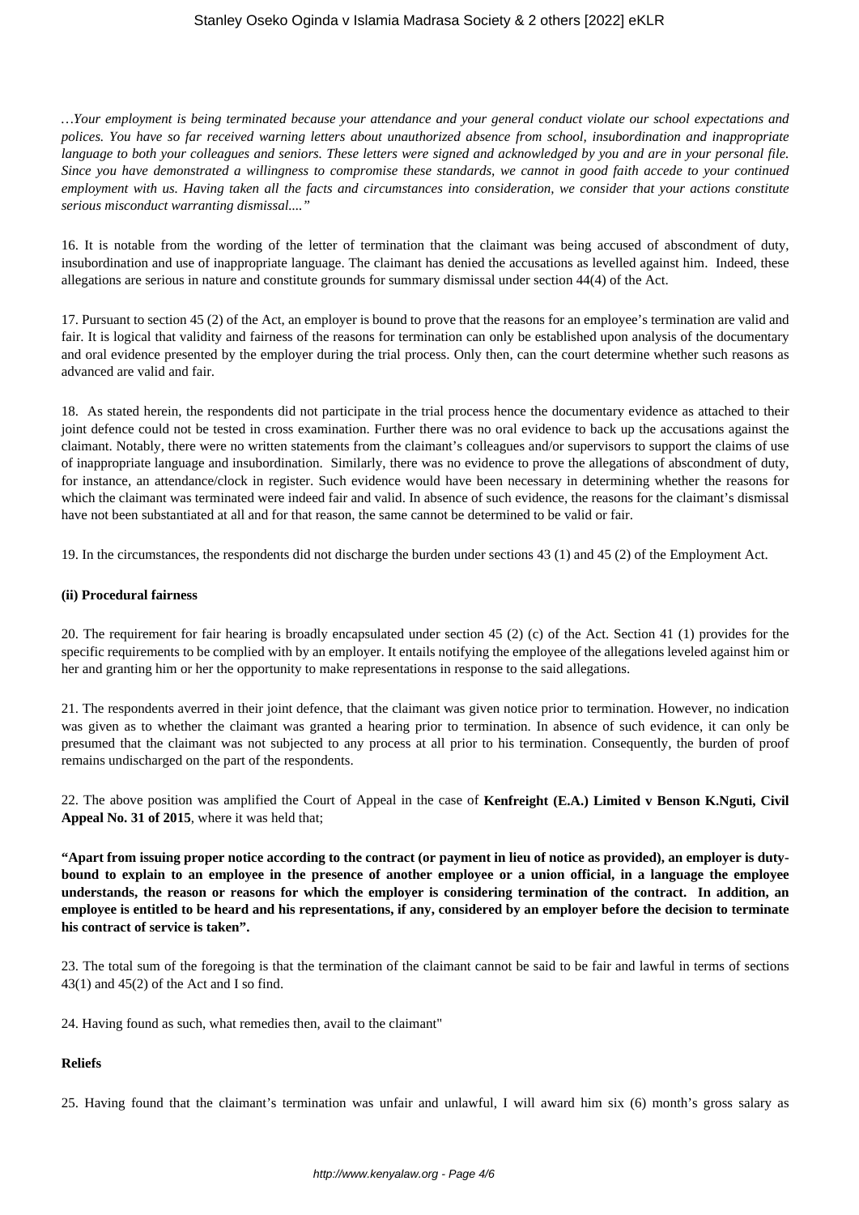*…Your employment is being terminated because your attendance and your general conduct violate our school expectations and polices. You have so far received warning letters about unauthorized absence from school, insubordination and inappropriate language to both your colleagues and seniors. These letters were signed and acknowledged by you and are in your personal file. Since you have demonstrated a willingness to compromise these standards, we cannot in good faith accede to your continued employment with us. Having taken all the facts and circumstances into consideration, we consider that your actions constitute serious misconduct warranting dismissal...."*

16. It is notable from the wording of the letter of termination that the claimant was being accused of abscondment of duty, insubordination and use of inappropriate language. The claimant has denied the accusations as levelled against him. Indeed, these allegations are serious in nature and constitute grounds for summary dismissal under section 44(4) of the Act.

17. Pursuant to section 45 (2) of the Act, an employer is bound to prove that the reasons for an employee's termination are valid and fair. It is logical that validity and fairness of the reasons for termination can only be established upon analysis of the documentary and oral evidence presented by the employer during the trial process. Only then, can the court determine whether such reasons as advanced are valid and fair.

18. As stated herein, the respondents did not participate in the trial process hence the documentary evidence as attached to their joint defence could not be tested in cross examination. Further there was no oral evidence to back up the accusations against the claimant. Notably, there were no written statements from the claimant's colleagues and/or supervisors to support the claims of use of inappropriate language and insubordination. Similarly, there was no evidence to prove the allegations of abscondment of duty, for instance, an attendance/clock in register. Such evidence would have been necessary in determining whether the reasons for which the claimant was terminated were indeed fair and valid. In absence of such evidence, the reasons for the claimant's dismissal have not been substantiated at all and for that reason, the same cannot be determined to be valid or fair.

19. In the circumstances, the respondents did not discharge the burden under sections 43 (1) and 45 (2) of the Employment Act.

**(ii) Procedural fairness**

20. The requirement for fair hearing is broadly encapsulated under section 45 (2) (c) of the Act. Section 41 (1) provides for the specific requirements to be complied with by an employer. It entails notifying the employee of the allegations leveled against him or her and granting him or her the opportunity to make representations in response to the said allegations.

21. The respondents averred in their joint defence, that the claimant was given notice prior to termination. However, no indication was given as to whether the claimant was granted a hearing prior to termination. In absence of such evidence, it can only be presumed that the claimant was not subjected to any process at all prior to his termination. Consequently, the burden of proof remains undischarged on the part of the respondents.

22. The above position was amplified the Court of Appeal in the case of **Kenfreight (E.A.) Limited v Benson K.Nguti, Civil Appeal No. 31 of 2015**, where it was held that;

**"Apart from issuing proper notice according to the contract (or payment in lieu of notice as provided), an employer is duty-bound to explain to an employee in the presence of another employee or a union official, in a language the employee understands, the reason or reasons for which the employer is considering termination of the contract. In addition, an employee is entitled to be heard and his representations, if any, considered by an employer before the decision to terminate his contract of service is taken".**

23. The total sum of the foregoing is that the termination of the claimant cannot be said to be fair and lawful in terms of sections 43(1) and 45(2) of the Act and I so find.

24. Having found as such, what remedies then, avail to the claimant"

**Reliefs**

25. Having found that the claimant's termination was unfair and unlawful, I will award him six (6) month's gross salary as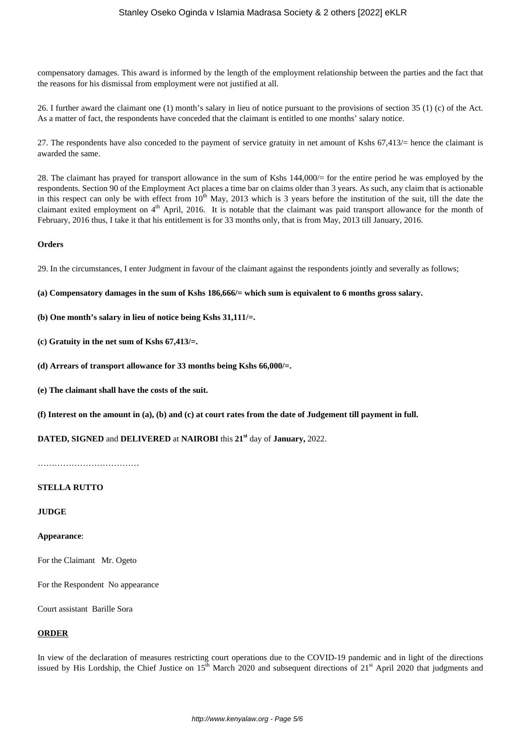compensatory damages. This award is informed by the length of the employment relationship between the parties and the fact that the reasons for his dismissal from employment were not justified at all.

26. I further award the claimant one (1) month's salary in lieu of notice pursuant to the provisions of section 35 (1) (c) of the Act. As a matter of fact, the respondents have conceded that the claimant is entitled to one months' salary notice.

27. The respondents have also conceded to the payment of service gratuity in net amount of Kshs 67,413/= hence the claimant is awarded the same.

28. The claimant has prayed for transport allowance in the sum of Kshs 144,000/= for the entire period he was employed by the respondents. Section 90 of the Employment Act places a time bar on claims older than 3 years. As such, any claim that is actionable in this respect can only be with effect from 10th May, 2013 which is 3 years before the institution of the suit, till the date the claimant exited employment on 4th April, 2016. It is notable that the claimant was paid transport allowance for the month of February, 2016 thus, I take it that his entitlement is for 33 months only, that is from May, 2013 till January, 2016.

**Orders**

29. In the circumstances, I enter Judgment in favour of the claimant against the respondents jointly and severally as follows;

**(a) Compensatory damages in the sum of Kshs 186,666/= which sum is equivalent to 6 months gross salary.**

**(b) One month's salary in lieu of notice being Kshs 31,111/=.**

**(c) Gratuity in the net sum of Kshs 67,413/=.**

**(d) Arrears of transport allowance for 33 months being Kshs 66,000/=.**

**(e) The claimant shall have the costs of the suit.**

**(f) Interest on the amount in (a), (b) and (c) at court rates from the date of Judgement till payment in full.**

**DATED, SIGNED** and **DELIVERED** at **NAIROBI** this **21st** day of **January,** 2022.

………………………………

**STELLA RUTTO**

**JUDGE**

**Appearance**:

For the Claimant Mr. Ogeto

For the Respondent No appearance

Court assistant Barille Sora

**ORDER**

In view of the declaration of measures restricting court operations due to the COVID-19 pandemic and in light of the directions issued by His Lordship, the Chief Justice on 15th March 2020 and subsequent directions of 21st April 2020 that judgments and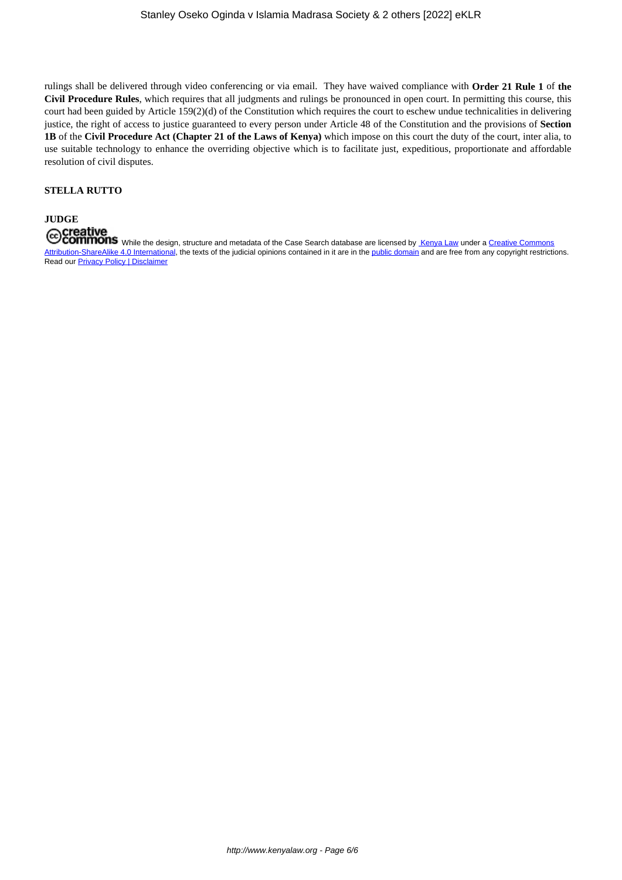rulings shall be delivered through video conferencing or via email. They have waived compliance with **Order 21 Rule 1** of **the Civil Procedure Rules**, which requires that all judgments and rulings be pronounced in open court. In permitting this course, this court had been guided by Article 159(2)(d) of the Constitution which requires the court to eschew undue technicalities in delivering justice, the right of access to justice guaranteed to every person under Article 48 of the Constitution and the provisions of **Section 1B** of the **Civil Procedure Act (Chapter 21 of the Laws of Kenya)** which impose on this court the duty of the court, inter alia, to use suitable technology to enhance the overriding objective which is to facilitate just, expeditious, proportionate and affordable resolution of civil disputes.

**STELLA RUTTO**

**JUDGE**

While the design, structure and metadata of the Case Search database are licensed by Kenya Law under a Creative Commons Attribution-ShareAlike 4.0 International, the texts of the judicial opinions contained in it are in the public domain and are free from any copyright restrictions. Read our Privacy Policy | Disclaimer